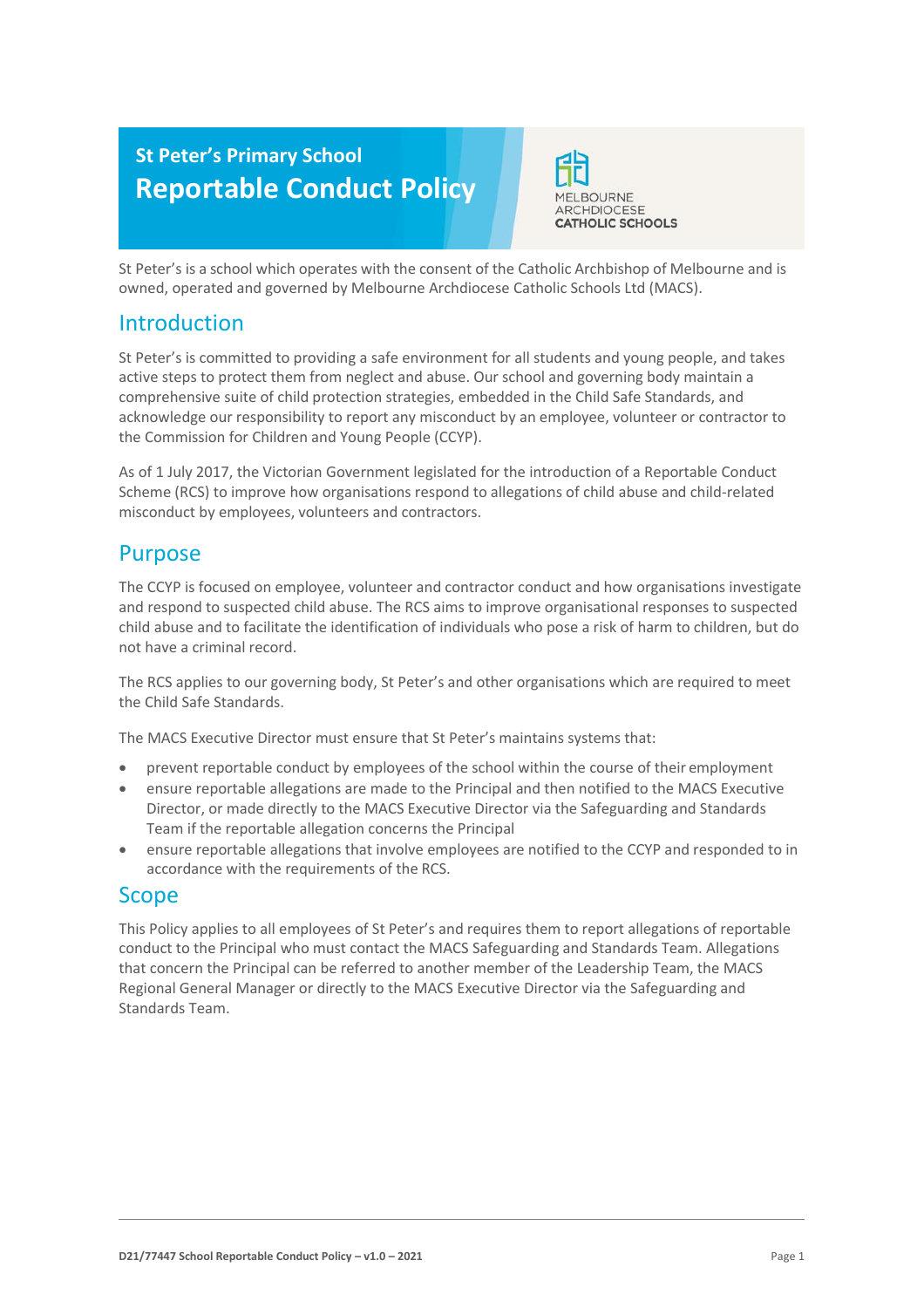# St Peter's Primary School

# Reportable Conduct Policy

MELBOURNE ARCHDIOCESE CATHOLIC SCHOOLS

St Peter's is a school which operates with the consent of the Catholic Archbishop of Melbourne and is owned, operated and governed by Melbourne Archdiocese Catholic Schools Ltd (MACS).

## Introduction

St Peter's is committed to providing a safe environment for all students and young people, and takes active steps to protect them from neglect and abuse. Our school and governing body maintain a comprehensive suite of child protection strategies, embedded in the Child Safe Standards, and acknowledge our responsibility to report any misconduct by an employee, volunteer or contractor to the Commission for Children and Young People (CCYP).

As of 1 July 2017, the Victorian Government legislated for the introduction of a Reportable Conduct Scheme (RCS) to improve how organisations respond to allegations of child abuse and child-related misconduct by employees, volunteers and contractors.

## Purpose

The CCYP is focused on employee, volunteer and contractor conduct and how organisations investigate and respond to suspected child abuse. The RCS aims to improve organisational responses to suspected child abuse and to facilitate the identification of individuals who pose a risk of harm to children, but do not have a criminal record.

The RCS applies to our governing body, St Peter's and other organisations which are required to meet the Child Safe Standards.

The MACS Executive Director must ensure that St Peter's maintains systems that:

- prevent reportable conduct by employees of the school within the course of their employment
- ensure reportable allegations are made to the Principal and then notified to the MACS Executive Director, or made directly to the MACS Executive Director via the Safeguarding and Standards Team if the reportable allegation concerns the Principal
- ensure reportable allegations that involve employees are notified to the CCYP and responded to in accordance with the requirements of the RCS.

## Scope

This Policy applies to all employees of St Peter's and requires them to report allegations of reportable conduct to the Principal who must contact the MACS Safeguarding and Standards Team. Allegations that concern the Principal can be referred to another member of the Leadership Team, the MACS Regional General Manager or directly to the MACS Executive Director via the Safeguarding and Standards Team.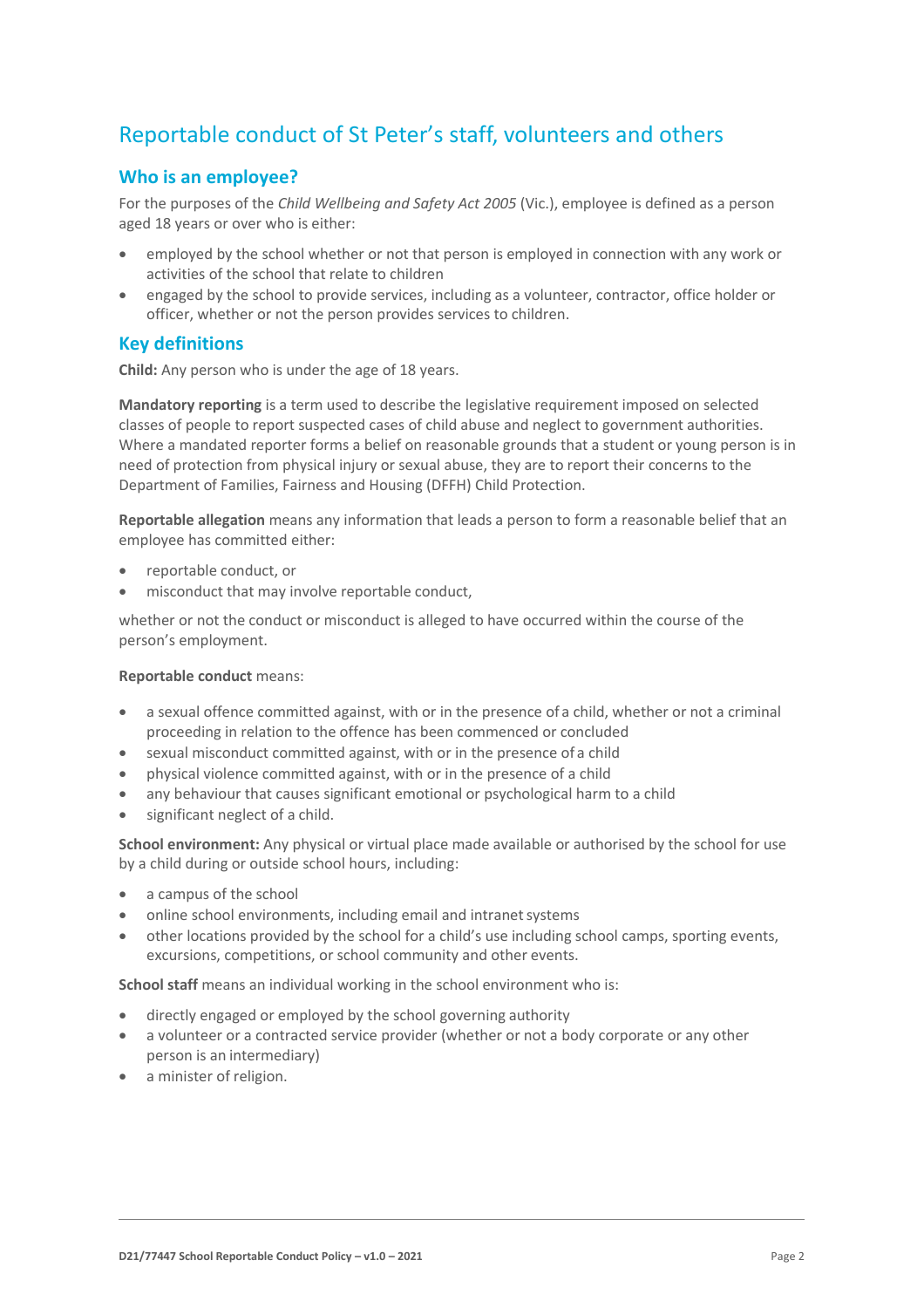# Reportable conduct of St Peter's staff, volunteers and others

## Who is an employee?

For the purposes of the *Child Wellbeing and Safety Act 2005* (Vic.), employee is defined as a person aged 18 years or over who is either:

- employed by the school whether or not that person is employed in connection with any work or activities of the school that relate to children
- engaged by the school to provide services, including as a volunteer, contractor, office holder or officer, whether or not the person provides services to children.

## Key definitions

**Child:** Any person who is under the age of 18 years.

**Mandatory reporting** is a term used to describe the legislative requirement imposed on selected classes of people to report suspected cases of child abuse and neglect to government authorities. Where a mandated reporter forms a belief on reasonable grounds that a student or young person is in need of protection from physical injury or sexual abuse, they are to report their concerns to the Department of Families, Fairness and Housing (DFFH) Child Protection.

**Reportable allegation** means any information that leads a person to form a reasonable belief that an employee has committed either:

- reportable conduct, or
- misconduct that may involve reportable conduct,

whether or not the conduct or misconduct is alleged to have occurred within the course of the person's employment.

**Reportable conduct** means:

- a sexual offence committed against, with or in the presence of a child, whether or not a criminal proceeding in relation to the offence has been commenced or concluded
- sexual misconduct committed against, with or in the presence of a child
- physical violence committed against, with or in the presence of a child
- any behaviour that causes significant emotional or psychological harm to a child
- significant neglect of a child.

**School environment:** Any physical or virtual place made available or authorised by the school for use by a child during or outside school hours, including:

- a campus of the school
- online school environments, including email and intranet systems
- other locations provided by the school for a child's use including school camps, sporting events, excursions, competitions, or school community and other events.

**School staff** means an individual working in the school environment who is:

- directly engaged or employed by the school governing authority
- a volunteer or a contracted service provider (whether or not a body corporate or any other person is an intermediary)
- a minister of religion.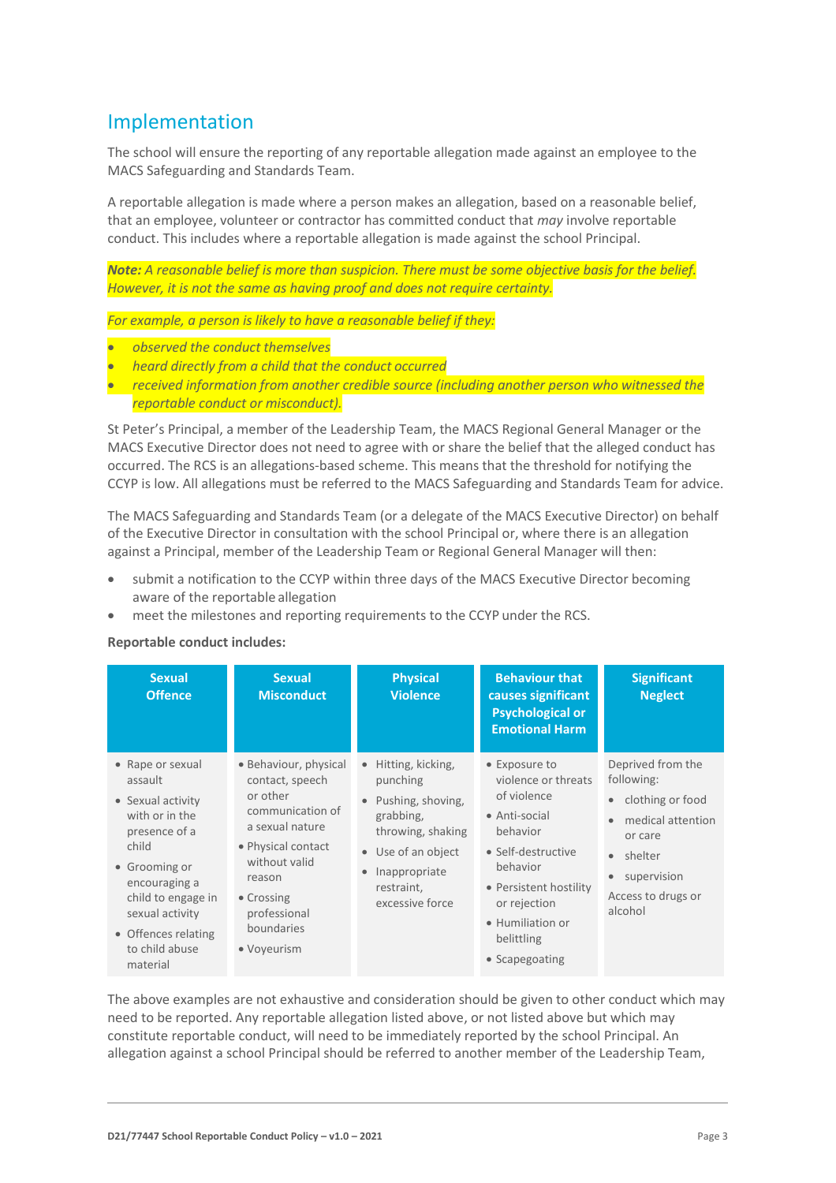## Implementation

The school will ensure the reporting of any reportable allegation made against an employee to the MACS Safeguarding and Standards Team.

A reportable allegation is made where a person makes an allegation, based on a reasonable belief, that an employee, volunteer or contractor has committed conduct that *may* involve reportable conduct. This includes where a reportable allegation is made against the school Principal.

***Note:*** *A reasonable belief is more than suspicion. There must be some objective basis for the belief. However, it is not the same as having proof and does not require certainty.*

*For example, a person is likely to have a reasonable belief if they:*

- *observed the conduct themselves*
- *heard directly from a child that the conduct occurred*
- *received information from another credible source (including another person who witnessed the reportable conduct or misconduct).*

St Peter's Principal, a member of the Leadership Team, the MACS Regional General Manager or the MACS Executive Director does not need to agree with or share the belief that the alleged conduct has occurred. The RCS is an allegations-based scheme. This means that the threshold for notifying the CCYP is low. All allegations must be referred to the MACS Safeguarding and Standards Team for advice.

The MACS Safeguarding and Standards Team (or a delegate of the MACS Executive Director) on behalf of the Executive Director in consultation with the school Principal or, where there is an allegation against a Principal, member of the Leadership Team or Regional General Manager will then:

- submit a notification to the CCYP within three days of the MACS Executive Director becoming aware of the reportable allegation
- meet the milestones and reporting requirements to the CCYP under the RCS.

**Reportable conduct includes:**

| Sexual Offence | Sexual Misconduct | Physical Violence | Behaviour that causes significant Psychological or Emotional Harm | Significant Neglect |
|---|---|---|---|---|
| • Rape or sexual assault<br>• Sexual activity with or in the presence of a child<br>• Grooming or encouraging a child to engage in sexual activity<br>• Offences relating to child abuse material | • Behaviour, physical contact, speech or other communication of a sexual nature<br>• Physical contact without valid reason<br>• Crossing professional boundaries<br>• Voyeurism | • Hitting, kicking, punching<br>• Pushing, shoving, grabbing, throwing, shaking<br>• Use of an object<br>• Inappropriate restraint, excessive force | • Exposure to violence or threats of violence<br>• Anti-social behavior<br>• Self-destructive behavior<br>• Persistent hostility or rejection<br>• Humiliation or belittling<br>• Scapegoating | Deprived from the following:<br>• clothing or food<br>• medical attention or care<br>• shelter<br>• supervision<br>Access to drugs or alcohol |

The above examples are not exhaustive and consideration should be given to other conduct which may need to be reported. Any reportable allegation listed above, or not listed above but which may constitute reportable conduct, will need to be immediately reported by the school Principal. An allegation against a school Principal should be referred to another member of the Leadership Team,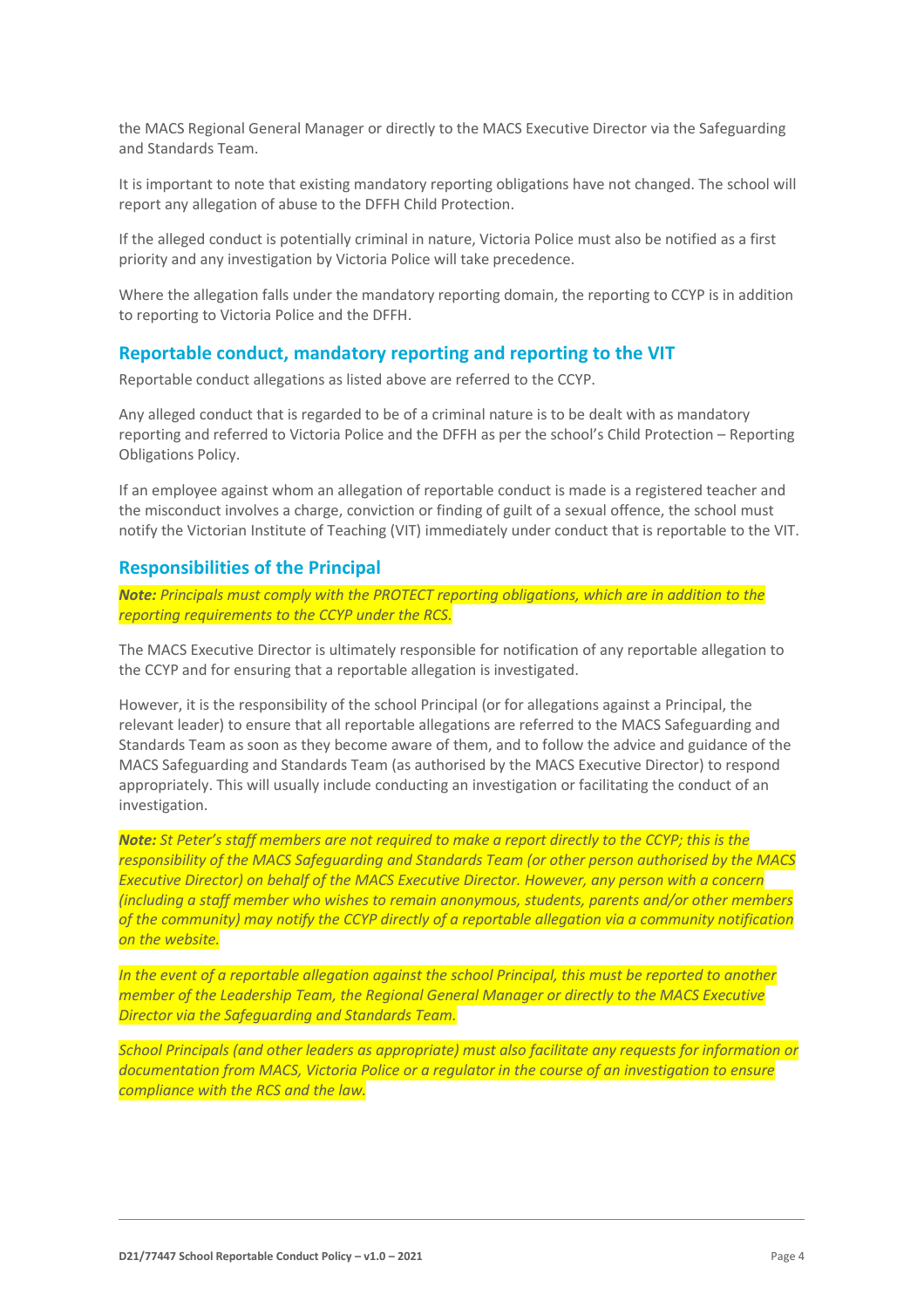the MACS Regional General Manager or directly to the MACS Executive Director via the Safeguarding and Standards Team.

It is important to note that existing mandatory reporting obligations have not changed. The school will report any allegation of abuse to the DFFH Child Protection.

If the alleged conduct is potentially criminal in nature, Victoria Police must also be notified as a first priority and any investigation by Victoria Police will take precedence.

Where the allegation falls under the mandatory reporting domain, the reporting to CCYP is in addition to reporting to Victoria Police and the DFFH.

## Reportable conduct, mandatory reporting and reporting to the VIT

Reportable conduct allegations as listed above are referred to the CCYP.

Any alleged conduct that is regarded to be of a criminal nature is to be dealt with as mandatory reporting and referred to Victoria Police and the DFFH as per the school's Child Protection – Reporting Obligations Policy.

If an employee against whom an allegation of reportable conduct is made is a registered teacher and the misconduct involves a charge, conviction or finding of guilt of a sexual offence, the school must notify the Victorian Institute of Teaching (VIT) immediately under conduct that is reportable to the VIT.

## Responsibilities of the Principal

***Note:*** *Principals must comply with the PROTECT reporting obligations, which are in addition to the reporting requirements to the CCYP under the RCS.*

The MACS Executive Director is ultimately responsible for notification of any reportable allegation to the CCYP and for ensuring that a reportable allegation is investigated.

However, it is the responsibility of the school Principal (or for allegations against a Principal, the relevant leader) to ensure that all reportable allegations are referred to the MACS Safeguarding and Standards Team as soon as they become aware of them, and to follow the advice and guidance of the MACS Safeguarding and Standards Team (as authorised by the MACS Executive Director) to respond appropriately. This will usually include conducting an investigation or facilitating the conduct of an investigation.

***Note:*** *St Peter's staff members are not required to make a report directly to the CCYP; this is the responsibility of the MACS Safeguarding and Standards Team (or other person authorised by the MACS Executive Director) on behalf of the MACS Executive Director. However, any person with a concern (including a staff member who wishes to remain anonymous, students, parents and/or other members of the community) may notify the CCYP directly of a reportable allegation via a community notification on the website.*

*In the event of a reportable allegation against the school Principal, this must be reported to another member of the Leadership Team, the Regional General Manager or directly to the MACS Executive Director via the Safeguarding and Standards Team.*

*School Principals (and other leaders as appropriate) must also facilitate any requests for information or documentation from MACS, Victoria Police or a regulator in the course of an investigation to ensure compliance with the RCS and the law.*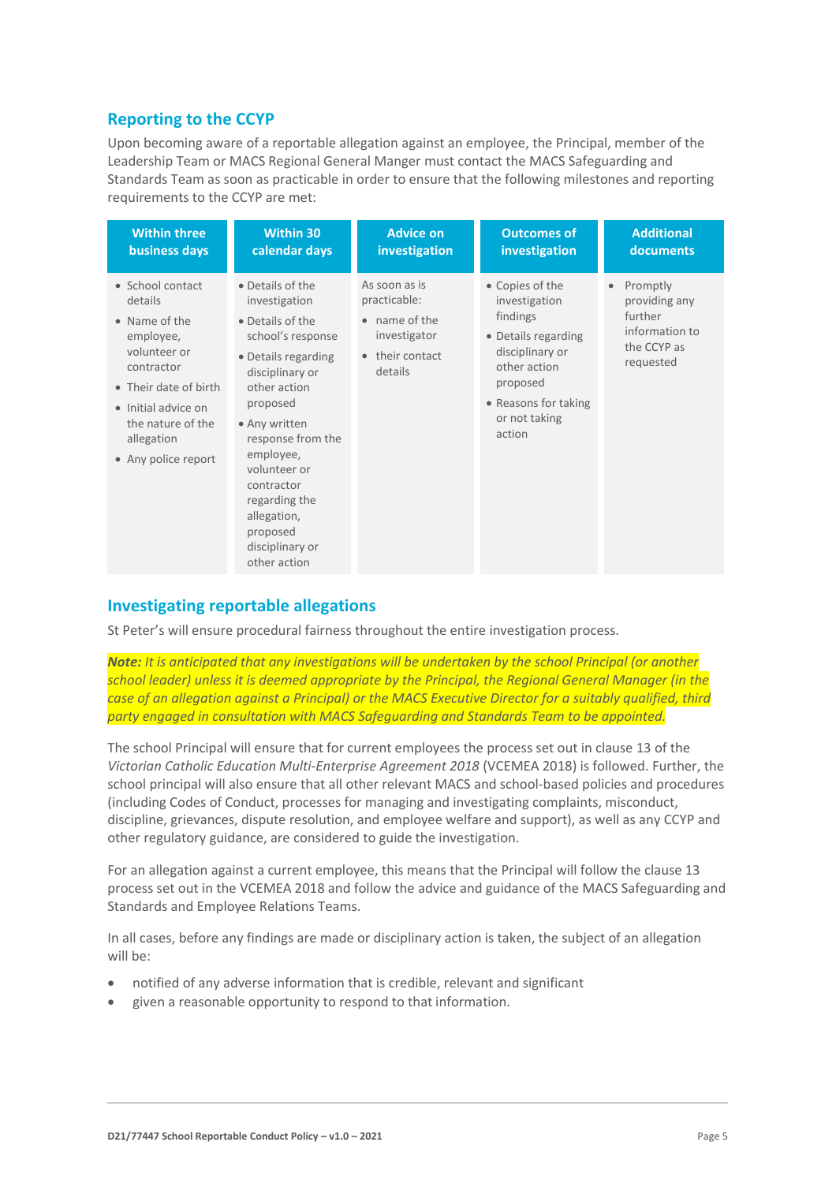## Reporting to the CCYP

Upon becoming aware of a reportable allegation against an employee, the Principal, member of the Leadership Team or MACS Regional General Manger must contact the MACS Safeguarding and Standards Team as soon as practicable in order to ensure that the following milestones and reporting requirements to the CCYP are met:

| Within three business days | Within 30 calendar days | Advice on investigation | Outcomes of investigation | Additional documents |
|---|---|---|---|---|
| • School contact details<br>• Name of the employee, volunteer or contractor<br>• Their date of birth<br>• Initial advice on the nature of the allegation<br>• Any police report | • Details of the investigation<br>• Details of the school's response<br>• Details regarding disciplinary or other action proposed<br>• Any written response from the employee, volunteer or contractor regarding the allegation, proposed disciplinary or other action | As soon as is practicable:<br>• name of the investigator<br>• their contact details | • Copies of the investigation findings<br>• Details regarding disciplinary or other action proposed<br>• Reasons for taking or not taking action | • Promptly providing any further information to the CCYP as requested |

## Investigating reportable allegations

St Peter's will ensure procedural fairness throughout the entire investigation process.

***Note:*** *It is anticipated that any investigations will be undertaken by the school Principal (or another school leader) unless it is deemed appropriate by the Principal, the Regional General Manager (in the case of an allegation against a Principal) or the MACS Executive Director for a suitably qualified, third party engaged in consultation with MACS Safeguarding and Standards Team to be appointed.*

The school Principal will ensure that for current employees the process set out in clause 13 of the *Victorian Catholic Education Multi-Enterprise Agreement 2018* (VCEMEA 2018) is followed. Further, the school principal will also ensure that all other relevant MACS and school-based policies and procedures (including Codes of Conduct, processes for managing and investigating complaints, misconduct, discipline, grievances, dispute resolution, and employee welfare and support), as well as any CCYP and other regulatory guidance, are considered to guide the investigation.

For an allegation against a current employee, this means that the Principal will follow the clause 13 process set out in the VCEMEA 2018 and follow the advice and guidance of the MACS Safeguarding and Standards and Employee Relations Teams.

In all cases, before any findings are made or disciplinary action is taken, the subject of an allegation will be:

- notified of any adverse information that is credible, relevant and significant
- given a reasonable opportunity to respond to that information.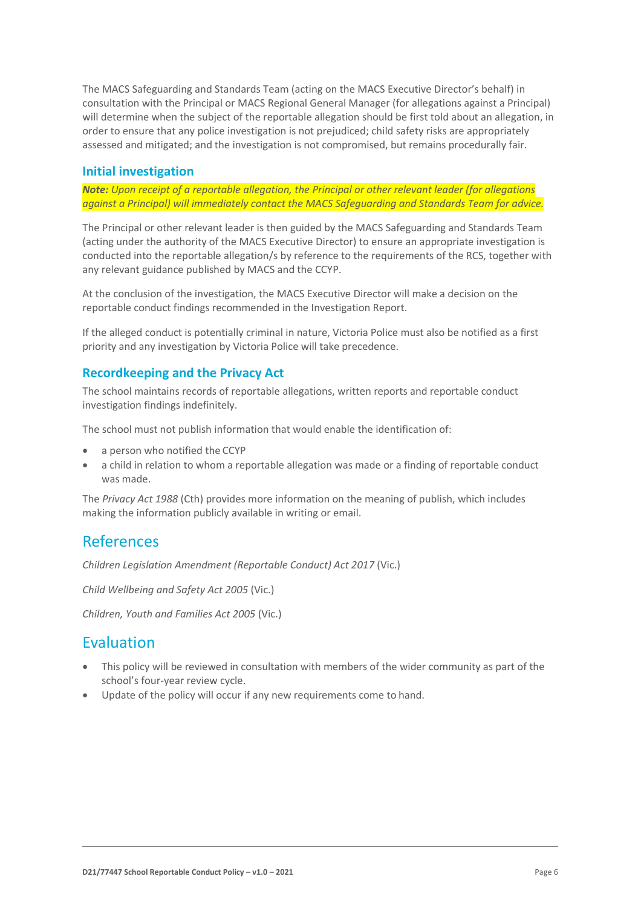The MACS Safeguarding and Standards Team (acting on the MACS Executive Director's behalf) in consultation with the Principal or MACS Regional General Manager (for allegations against a Principal) will determine when the subject of the reportable allegation should be first told about an allegation, in order to ensure that any police investigation is not prejudiced; child safety risks are appropriately assessed and mitigated; and the investigation is not compromised, but remains procedurally fair.

### Initial investigation

***Note:*** *Upon receipt of a reportable allegation, the Principal or other relevant leader (for allegations against a Principal) will immediately contact the MACS Safeguarding and Standards Team for advice.*

The Principal or other relevant leader is then guided by the MACS Safeguarding and Standards Team (acting under the authority of the MACS Executive Director) to ensure an appropriate investigation is conducted into the reportable allegation/s by reference to the requirements of the RCS, together with any relevant guidance published by MACS and the CCYP.

At the conclusion of the investigation, the MACS Executive Director will make a decision on the reportable conduct findings recommended in the Investigation Report.

If the alleged conduct is potentially criminal in nature, Victoria Police must also be notified as a first priority and any investigation by Victoria Police will take precedence.

### Recordkeeping and the Privacy Act

The school maintains records of reportable allegations, written reports and reportable conduct investigation findings indefinitely.

The school must not publish information that would enable the identification of:

- a person who notified the CCYP
- a child in relation to whom a reportable allegation was made or a finding of reportable conduct was made.

The *Privacy Act 1988* (Cth) provides more information on the meaning of publish, which includes making the information publicly available in writing or email.

## References

*Children Legislation Amendment (Reportable Conduct) Act 2017* (Vic.)

*Child Wellbeing and Safety Act 2005* (Vic.)

*Children, Youth and Families Act 2005* (Vic.)

## Evaluation

- This policy will be reviewed in consultation with members of the wider community as part of the school's four-year review cycle.
- Update of the policy will occur if any new requirements come to hand.